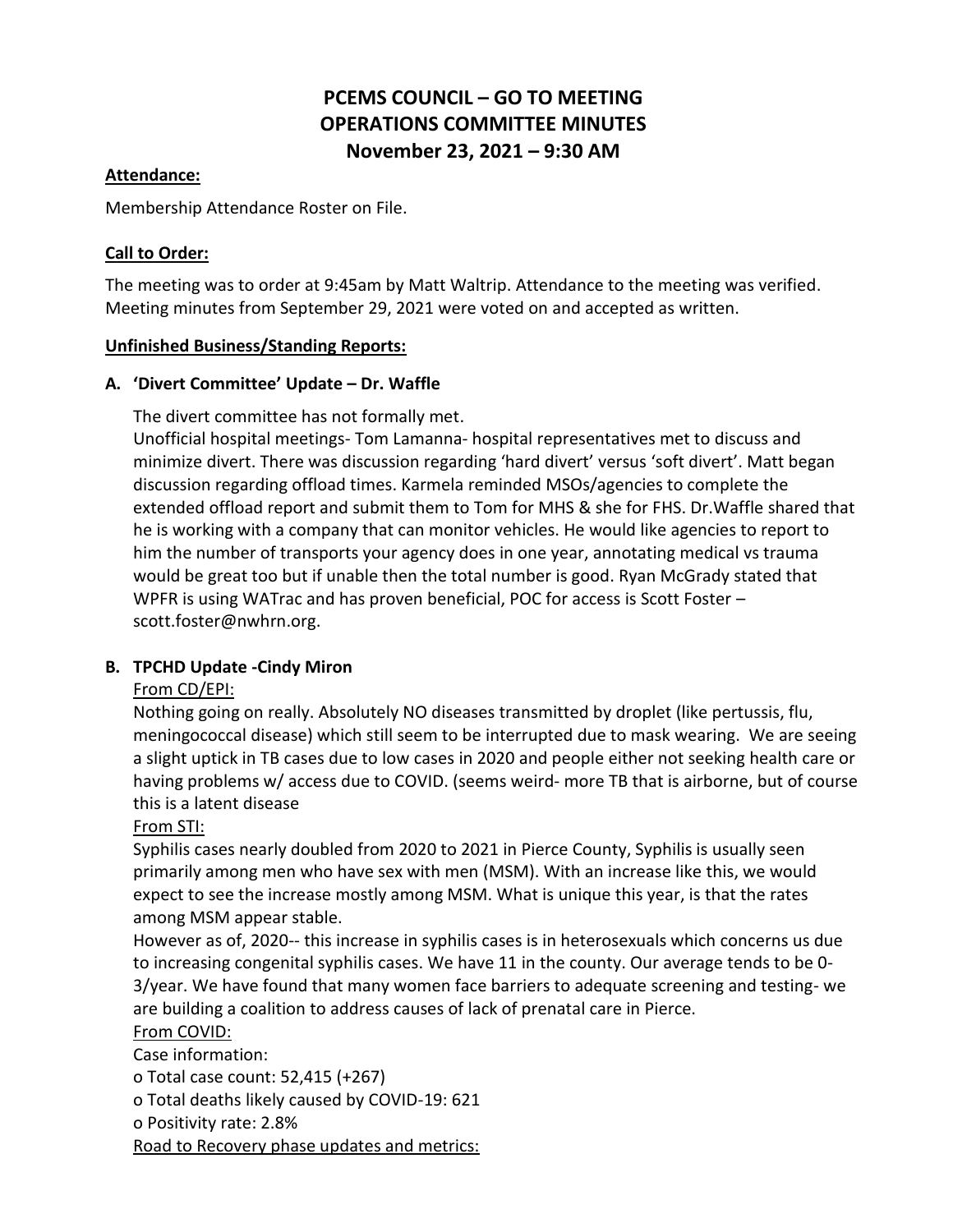# PCEMS COUNCIL – GO TO MEETING
# OPERATIONS COMMITTEE MINUTES
# November 23, 2021 – 9:30 AM

**Attendance:**

Membership Attendance Roster on File.

**Call to Order:**

The meeting was to order at 9:45am by Matt Waltrip. Attendance to the meeting was verified. Meeting minutes from September 29, 2021 were voted on and accepted as written.

**Unfinished Business/Standing Reports:**

### A. 'Divert Committee' Update – Dr. Waffle

The divert committee has not formally met.
Unofficial hospital meetings- Tom Lamanna- hospital representatives met to discuss and minimize divert. There was discussion regarding 'hard divert' versus 'soft divert'. Matt began discussion regarding offload times. Karmela reminded MSOs/agencies to complete the extended offload report and submit them to Tom for MHS & she for FHS. Dr.Waffle shared that he is working with a company that can monitor vehicles. He would like agencies to report to him the number of transports your agency does in one year, annotating medical vs trauma would be great too but if unable then the total number is good. Ryan McGrady stated that WPFR is using WATrac and has proven beneficial, POC for access is Scott Foster – scott.foster@nwhrn.org.

### B. TPCHD Update -Cindy Miron

From CD/EPI:
Nothing going on really. Absolutely NO diseases transmitted by droplet (like pertussis, flu, meningococcal disease) which still seem to be interrupted due to mask wearing. We are seeing a slight uptick in TB cases due to low cases in 2020 and people either not seeking health care or having problems w/ access due to COVID. (seems weird- more TB that is airborne, but of course this is a latent disease

From STI:
Syphilis cases nearly doubled from 2020 to 2021 in Pierce County, Syphilis is usually seen primarily among men who have sex with men (MSM). With an increase like this, we would expect to see the increase mostly among MSM. What is unique this year, is that the rates among MSM appear stable.
However as of, 2020-- this increase in syphilis cases is in heterosexuals which concerns us due to increasing congenital syphilis cases. We have 11 in the county. Our average tends to be 0-3/year. We have found that many women face barriers to adequate screening and testing- we are building a coalition to address causes of lack of prenatal care in Pierce.

From COVID:
Case information:
- Total case count: 52,415 (+267)
- Total deaths likely caused by COVID-19: 621
- Positivity rate: 2.8%

Road to Recovery phase updates and metrics: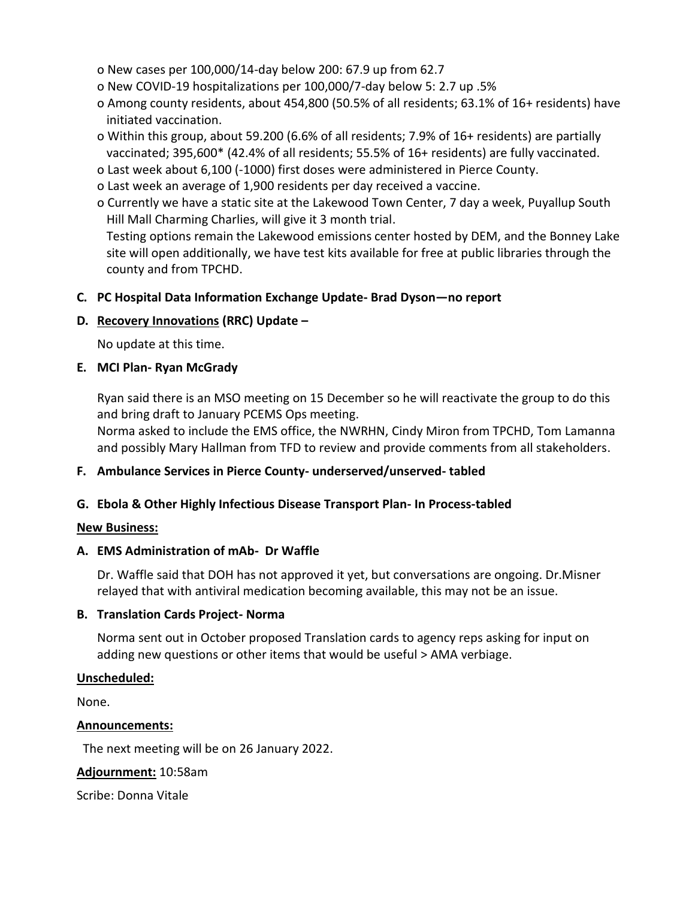- o New cases per 100,000/14-day below 200: 67.9 up from 62.7
- o New COVID-19 hospitalizations per 100,000/7-day below 5: 2.7 up .5%
- o Among county residents, about 454,800 (50.5% of all residents; 63.1% of 16+ residents) have initiated vaccination.
- o Within this group, about 59.200 (6.6% of all residents; 7.9% of 16+ residents) are partially vaccinated; 395,600* (42.4% of all residents; 55.5% of 16+ residents) are fully vaccinated.
- o Last week about 6,100 (-1000) first doses were administered in Pierce County.
- o Last week an average of 1,900 residents per day received a vaccine.
- o Currently we have a static site at the Lakewood Town Center, 7 day a week, Puyallup South Hill Mall Charming Charlies, will give it 3 month trial.
  Testing options remain the Lakewood emissions center hosted by DEM, and the Bonney Lake site will open additionally, we have test kits available for free at public libraries through the county and from TPCHD.

**C. PC Hospital Data Information Exchange Update- Brad Dyson—no report**

**D. Recovery Innovations (RRC) Update –**

No update at this time.

**E. MCI Plan- Ryan McGrady**

Ryan said there is an MSO meeting on 15 December so he will reactivate the group to do this and bring draft to January PCEMS Ops meeting.
Norma asked to include the EMS office, the NWRHN, Cindy Miron from TPCHD, Tom Lamanna and possibly Mary Hallman from TFD to review and provide comments from all stakeholders.

**F. Ambulance Services in Pierce County- underserved/unserved- tabled**

**G. Ebola & Other Highly Infectious Disease Transport Plan- In Process-tabled**

**New Business:**

**A. EMS Administration of mAb- Dr Waffle**

Dr. Waffle said that DOH has not approved it yet, but conversations are ongoing. Dr.Misner relayed that with antiviral medication becoming available, this may not be an issue.

**B. Translation Cards Project- Norma**

Norma sent out in October proposed Translation cards to agency reps asking for input on adding new questions or other items that would be useful > AMA verbiage.

**Unscheduled:**

None.

**Announcements:**

The next meeting will be on 26 January 2022.

**Adjournment:** 10:58am

Scribe: Donna Vitale